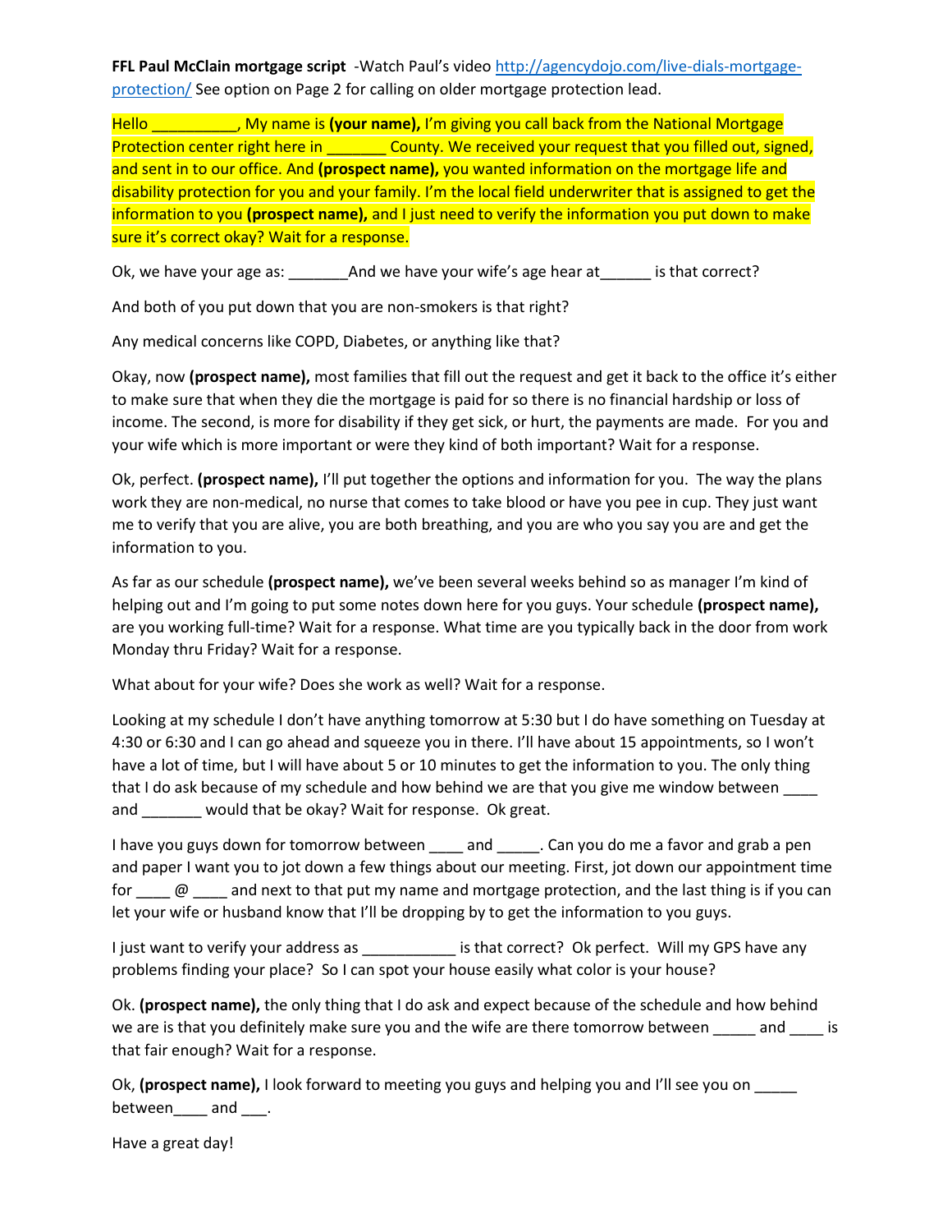**FFL Paul McClain mortgage script** -Watch Paul's video [http://agencydojo.com/live-dials-mortgage-protection/](http://agencydojo.com/live-dials-mortgage-protection/) See option on Page 2 for calling on older mortgage protection lead.

Hello __________, My name is **(your name),** I'm giving you call back from the National Mortgage Protection center right here in _______ County. We received your request that you filled out, signed, and sent in to our office. And **(prospect name),** you wanted information on the mortgage life and disability protection for you and your family. I'm the local field underwriter that is assigned to get the information to you **(prospect name),** and I just need to verify the information you put down to make sure it's correct okay? Wait for a response.

Ok, we have your age as: _______And we have your wife's age hear at______ is that correct?

And both of you put down that you are non-smokers is that right?

Any medical concerns like COPD, Diabetes, or anything like that?

Okay, now **(prospect name),** most families that fill out the request and get it back to the office it's either to make sure that when they die the mortgage is paid for so there is no financial hardship or loss of income. The second, is more for disability if they get sick, or hurt, the payments are made. For you and your wife which is more important or were they kind of both important? Wait for a response.

Ok, perfect. **(prospect name),** I'll put together the options and information for you. The way the plans work they are non-medical, no nurse that comes to take blood or have you pee in cup. They just want me to verify that you are alive, you are both breathing, and you are who you say you are and get the information to you.

As far as our schedule **(prospect name),** we've been several weeks behind so as manager I'm kind of helping out and I'm going to put some notes down here for you guys. Your schedule **(prospect name),** are you working full-time? Wait for a response. What time are you typically back in the door from work Monday thru Friday? Wait for a response.

What about for your wife? Does she work as well? Wait for a response.

Looking at my schedule I don't have anything tomorrow at 5:30 but I do have something on Tuesday at 4:30 or 6:30 and I can go ahead and squeeze you in there. I'll have about 15 appointments, so I won't have a lot of time, but I will have about 5 or 10 minutes to get the information to you. The only thing that I do ask because of my schedule and how behind we are that you give me window between ____ and _______ would that be okay? Wait for response. Ok great.

I have you guys down for tomorrow between ____ and _____. Can you do me a favor and grab a pen and paper I want you to jot down a few things about our meeting. First, jot down our appointment time for ____ @ ____ and next to that put my name and mortgage protection, and the last thing is if you can let your wife or husband know that I'll be dropping by to get the information to you guys.

I just want to verify your address as ___________ is that correct? Ok perfect. Will my GPS have any problems finding your place? So I can spot your house easily what color is your house?

Ok. **(prospect name),** the only thing that I do ask and expect because of the schedule and how behind we are is that you definitely make sure you and the wife are there tomorrow between _____ and ____ is that fair enough? Wait for a response.

Ok, **(prospect name),** I look forward to meeting you guys and helping you and I'll see you on _____ between____ and ___.

Have a great day!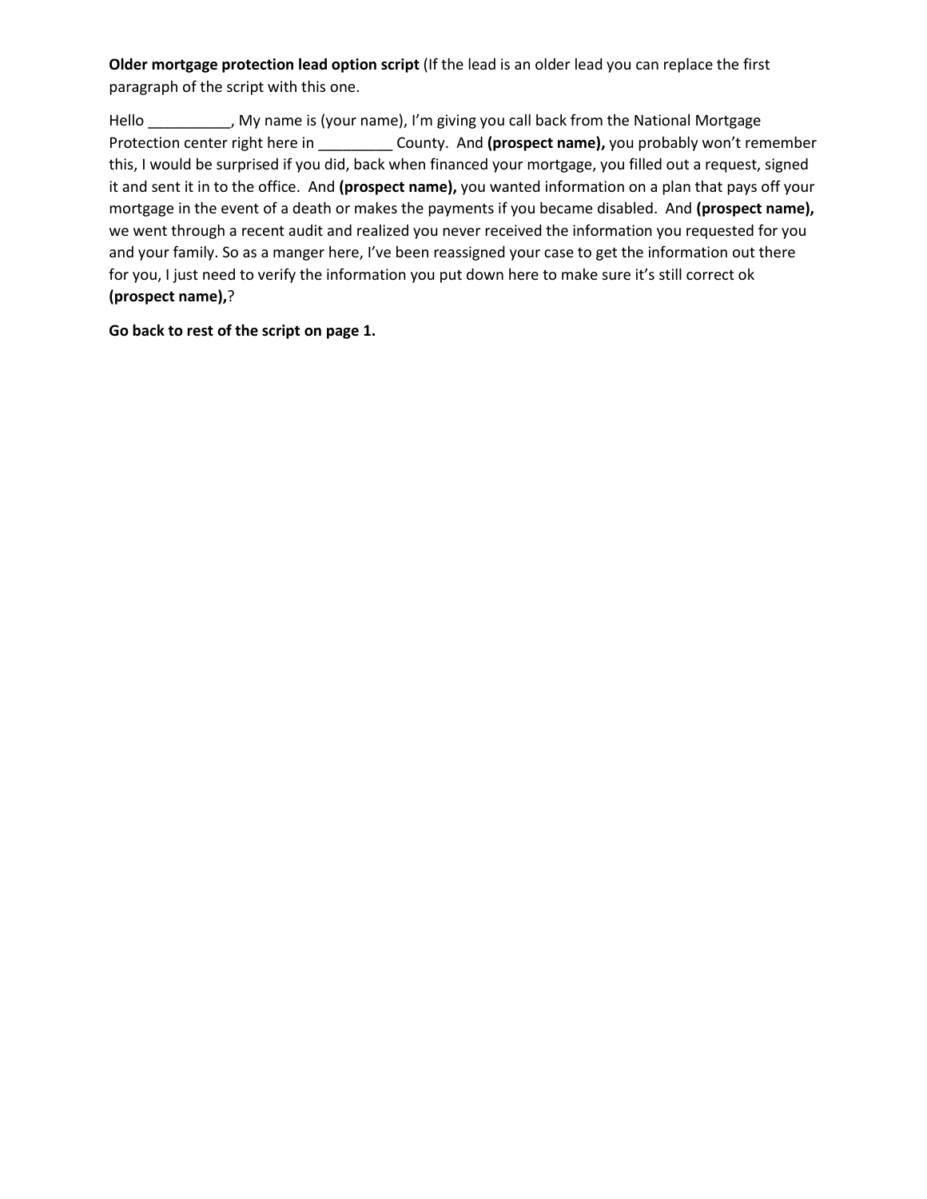**Older mortgage protection lead option script** (If the lead is an older lead you can replace the first paragraph of the script with this one.

Hello __________, My name is (your name), I'm giving you call back from the National Mortgage Protection center right here in _________ County. And **(prospect name),** you probably won't remember this, I would be surprised if you did, back when financed your mortgage, you filled out a request, signed it and sent it in to the office. And **(prospect name),** you wanted information on a plan that pays off your mortgage in the event of a death or makes the payments if you became disabled. And **(prospect name),** we went through a recent audit and realized you never received the information you requested for you and your family. So as a manger here, I've been reassigned your case to get the information out there for you, I just need to verify the information you put down here to make sure it's still correct ok **(prospect name),**?

**Go back to rest of the script on page 1.**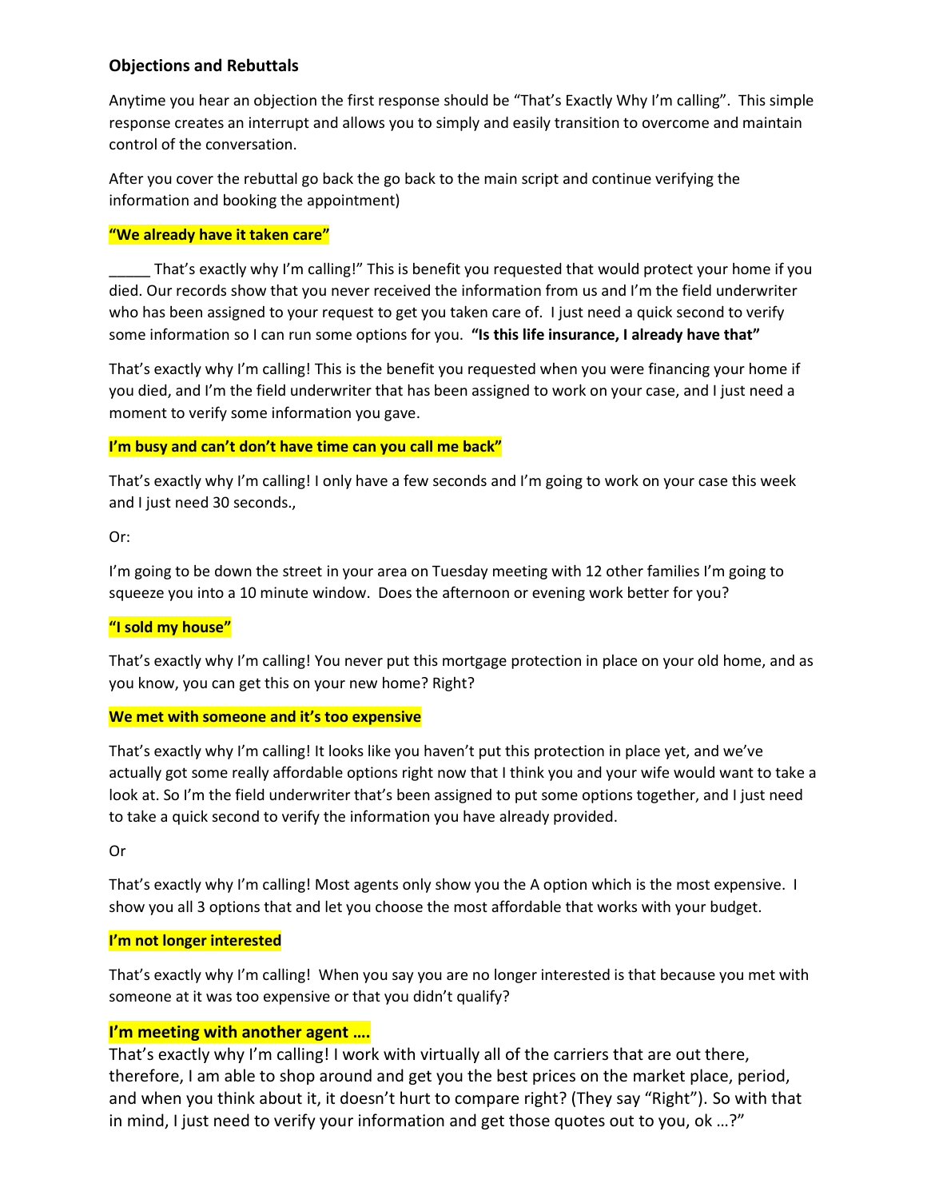### Objections and Rebuttals

Anytime you hear an objection the first response should be "That's Exactly Why I'm calling". This simple response creates an interrupt and allows you to simply and easily transition to overcome and maintain control of the conversation.

After you cover the rebuttal go back the go back to the main script and continue verifying the information and booking the appointment)

**"We already have it taken care"**

_____ That's exactly why I'm calling!" This is benefit you requested that would protect your home if you died. Our records show that you never received the information from us and I'm the field underwriter who has been assigned to your request to get you taken care of. I just need a quick second to verify some information so I can run some options for you. **"Is this life insurance, I already have that"**

That's exactly why I'm calling! This is the benefit you requested when you were financing your home if you died, and I'm the field underwriter that has been assigned to work on your case, and I just need a moment to verify some information you gave.

**I'm busy and can't don't have time can you call me back"**

That's exactly why I'm calling! I only have a few seconds and I'm going to work on your case this week and I just need 30 seconds.,

Or:

I'm going to be down the street in your area on Tuesday meeting with 12 other families I'm going to squeeze you into a 10 minute window. Does the afternoon or evening work better for you?

**"I sold my house"**

That's exactly why I'm calling! You never put this mortgage protection in place on your old home, and as you know, you can get this on your new home? Right?

**We met with someone and it's too expensive**

That's exactly why I'm calling! It looks like you haven't put this protection in place yet, and we've actually got some really affordable options right now that I think you and your wife would want to take a look at. So I'm the field underwriter that's been assigned to put some options together, and I just need to take a quick second to verify the information you have already provided.

Or

That's exactly why I'm calling! Most agents only show you the A option which is the most expensive. I show you all 3 options that and let you choose the most affordable that works with your budget.

**I'm not longer interested**

That's exactly why I'm calling! When you say you are no longer interested is that because you met with someone at it was too expensive or that you didn't qualify?

**I'm meeting with another agent ….**

That's exactly why I'm calling! I work with virtually all of the carriers that are out there, therefore, I am able to shop around and get you the best prices on the market place, period, and when you think about it, it doesn't hurt to compare right? (They say "Right"). So with that in mind, I just need to verify your information and get those quotes out to you, ok …?"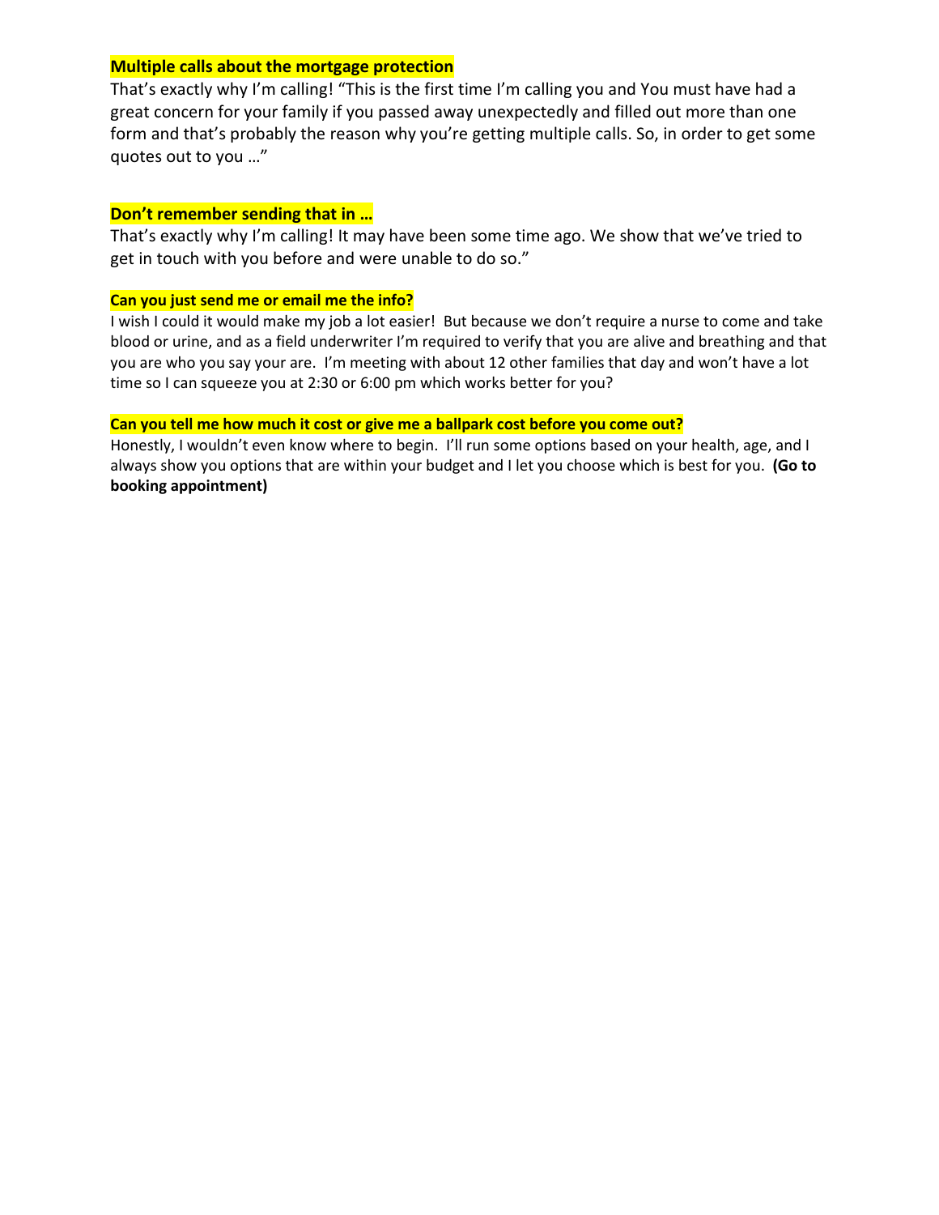**Multiple calls about the mortgage protection**

That's exactly why I'm calling! "This is the first time I'm calling you and You must have had a great concern for your family if you passed away unexpectedly and filled out more than one form and that's probably the reason why you're getting multiple calls. So, in order to get some quotes out to you …"

**Don't remember sending that in …**

That's exactly why I'm calling! It may have been some time ago. We show that we've tried to get in touch with you before and were unable to do so."

**Can you just send me or email me the info?**

I wish I could it would make my job a lot easier! But because we don't require a nurse to come and take blood or urine, and as a field underwriter I'm required to verify that you are alive and breathing and that you are who you say your are. I'm meeting with about 12 other families that day and won't have a lot time so I can squeeze you at 2:30 or 6:00 pm which works better for you?

**Can you tell me how much it cost or give me a ballpark cost before you come out?**

Honestly, I wouldn't even know where to begin. I'll run some options based on your health, age, and I always show you options that are within your budget and I let you choose which is best for you. **(Go to booking appointment)**